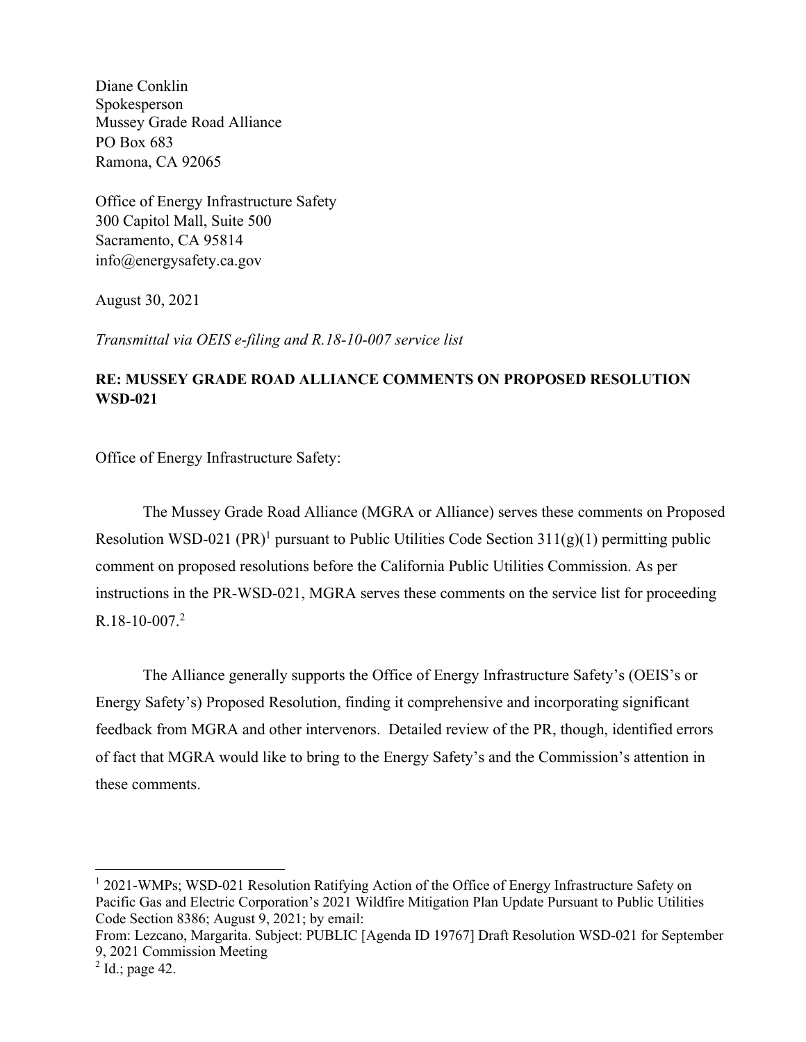Diane Conklin
Spokesperson
Mussey Grade Road Alliance
PO Box 683
Ramona, CA 92065

Office of Energy Infrastructure Safety
300 Capitol Mall, Suite 500
Sacramento, CA 95814
info@energysafety.ca.gov

August 30, 2021

*Transmittal via OEIS e-filing and R.18-10-007 service list*

**RE: MUSSEY GRADE ROAD ALLIANCE COMMENTS ON PROPOSED RESOLUTION WSD-021**

Office of Energy Infrastructure Safety:

The Mussey Grade Road Alliance (MGRA or Alliance) serves these comments on Proposed Resolution WSD-021 (PR)[1] pursuant to Public Utilities Code Section 311(g)(1) permitting public comment on proposed resolutions before the California Public Utilities Commission. As per instructions in the PR-WSD-021, MGRA serves these comments on the service list for proceeding R.18-10-007.[2]

The Alliance generally supports the Office of Energy Infrastructure Safety's (OEIS's or Energy Safety's) Proposed Resolution, finding it comprehensive and incorporating significant feedback from MGRA and other intervenors. Detailed review of the PR, though, identified errors of fact that MGRA would like to bring to the Energy Safety's and the Commission's attention in these comments.

---

[1] 2021-WMPs; WSD-021 Resolution Ratifying Action of the Office of Energy Infrastructure Safety on Pacific Gas and Electric Corporation's 2021 Wildfire Mitigation Plan Update Pursuant to Public Utilities Code Section 8386; August 9, 2021; by email:
From: Lezcano, Margarita. Subject: PUBLIC [Agenda ID 19767] Draft Resolution WSD-021 for September 9, 2021 Commission Meeting

[2] Id.; page 42.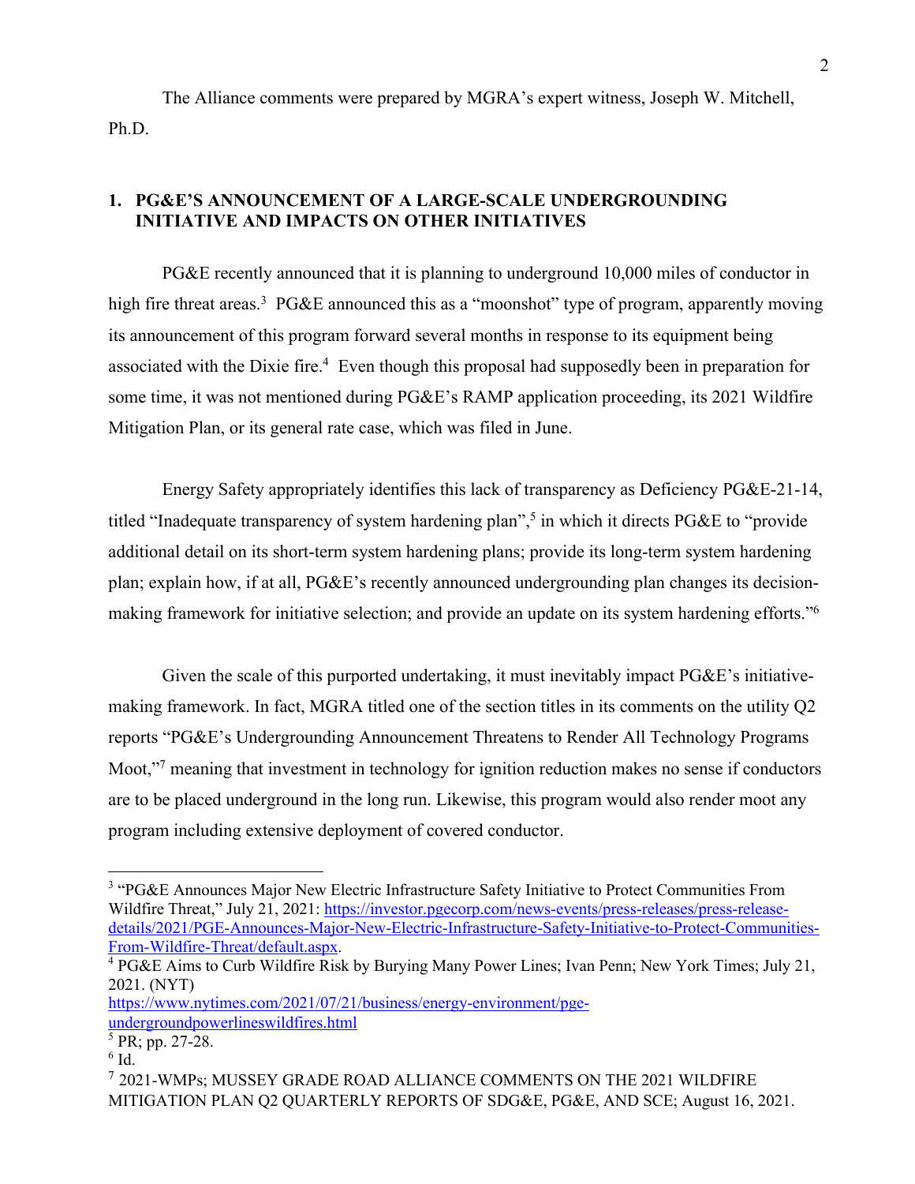The Alliance comments were prepared by MGRA's expert witness, Joseph W. Mitchell, Ph.D.

## 1. PG&E'S ANNOUNCEMENT OF A LARGE-SCALE UNDERGROUNDING INITIATIVE AND IMPACTS ON OTHER INITIATIVES

PG&E recently announced that it is planning to underground 10,000 miles of conductor in high fire threat areas.[3] PG&E announced this as a "moonshot" type of program, apparently moving its announcement of this program forward several months in response to its equipment being associated with the Dixie fire.[4] Even though this proposal had supposedly been in preparation for some time, it was not mentioned during PG&E's RAMP application proceeding, its 2021 Wildfire Mitigation Plan, or its general rate case, which was filed in June.

Energy Safety appropriately identifies this lack of transparency as Deficiency PG&E-21-14, titled "Inadequate transparency of system hardening plan",[5] in which it directs PG&E to "provide additional detail on its short-term system hardening plans; provide its long-term system hardening plan; explain how, if at all, PG&E's recently announced undergrounding plan changes its decision-making framework for initiative selection; and provide an update on its system hardening efforts."[6]

Given the scale of this purported undertaking, it must inevitably impact PG&E's initiative-making framework. In fact, MGRA titled one of the section titles in its comments on the utility Q2 reports "PG&E's Undergrounding Announcement Threatens to Render All Technology Programs Moot,"[7] meaning that investment in technology for ignition reduction makes no sense if conductors are to be placed underground in the long run. Likewise, this program would also render moot any program including extensive deployment of covered conductor.

---

[3] "PG&E Announces Major New Electric Infrastructure Safety Initiative to Protect Communities From Wildfire Threat," July 21, 2021: https://investor.pgecorp.com/news-events/press-releases/press-release-details/2021/PGE-Announces-Major-New-Electric-Infrastructure-Safety-Initiative-to-Protect-Communities-From-Wildfire-Threat/default.aspx.

[4] PG&E Aims to Curb Wildfire Risk by Burying Many Power Lines; Ivan Penn; New York Times; July 21, 2021. (NYT) https://www.nytimes.com/2021/07/21/business/energy-environment/pge-undergroundpowerlineswildfires.html

[5] PR; pp. 27-28.

[6] Id.

[7] 2021-WMPs; MUSSEY GRADE ROAD ALLIANCE COMMENTS ON THE 2021 WILDFIRE MITIGATION PLAN Q2 QUARTERLY REPORTS OF SDG&E, PG&E, AND SCE; August 16, 2021.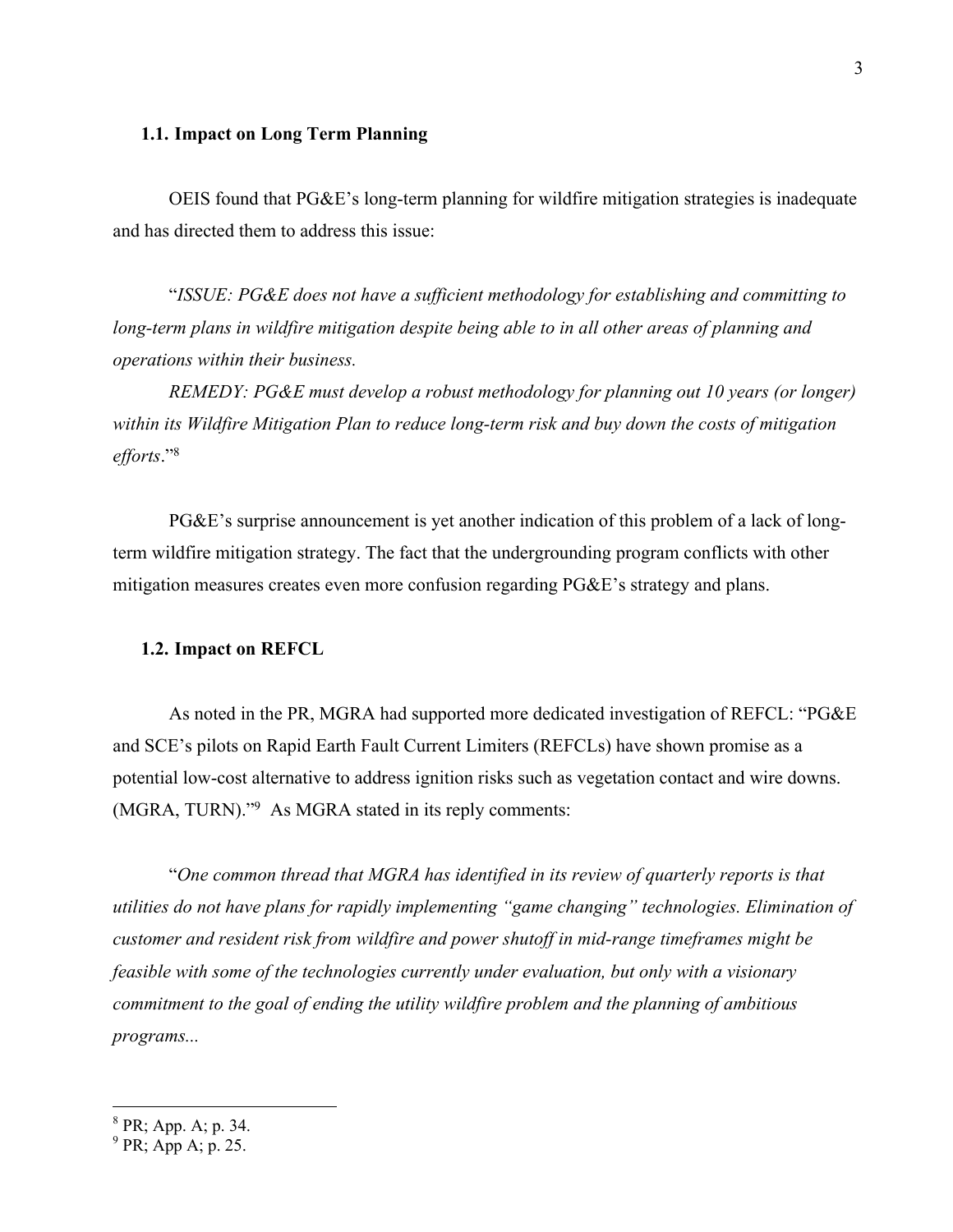### 1.1. Impact on Long Term Planning

OEIS found that PG&E's long-term planning for wildfire mitigation strategies is inadequate and has directed them to address this issue:

"*ISSUE: PG&E does not have a sufficient methodology for establishing and committing to long-term plans in wildfire mitigation despite being able to in all other areas of planning and operations within their business.*

*REMEDY: PG&E must develop a robust methodology for planning out 10 years (or longer) within its Wildfire Mitigation Plan to reduce long-term risk and buy down the costs of mitigation efforts*."[8]

PG&E's surprise announcement is yet another indication of this problem of a lack of long-term wildfire mitigation strategy. The fact that the undergrounding program conflicts with other mitigation measures creates even more confusion regarding PG&E's strategy and plans.

### 1.2. Impact on REFCL

As noted in the PR, MGRA had supported more dedicated investigation of REFCL: "PG&E and SCE's pilots on Rapid Earth Fault Current Limiters (REFCLs) have shown promise as a potential low-cost alternative to address ignition risks such as vegetation contact and wire downs. (MGRA, TURN)."[9] As MGRA stated in its reply comments:

"*One common thread that MGRA has identified in its review of quarterly reports is that utilities do not have plans for rapidly implementing "game changing" technologies. Elimination of customer and resident risk from wildfire and power shutoff in mid-range timeframes might be feasible with some of the technologies currently under evaluation, but only with a visionary commitment to the goal of ending the utility wildfire problem and the planning of ambitious programs...*

---

[8] PR; App. A; p. 34.

[9] PR; App A; p. 25.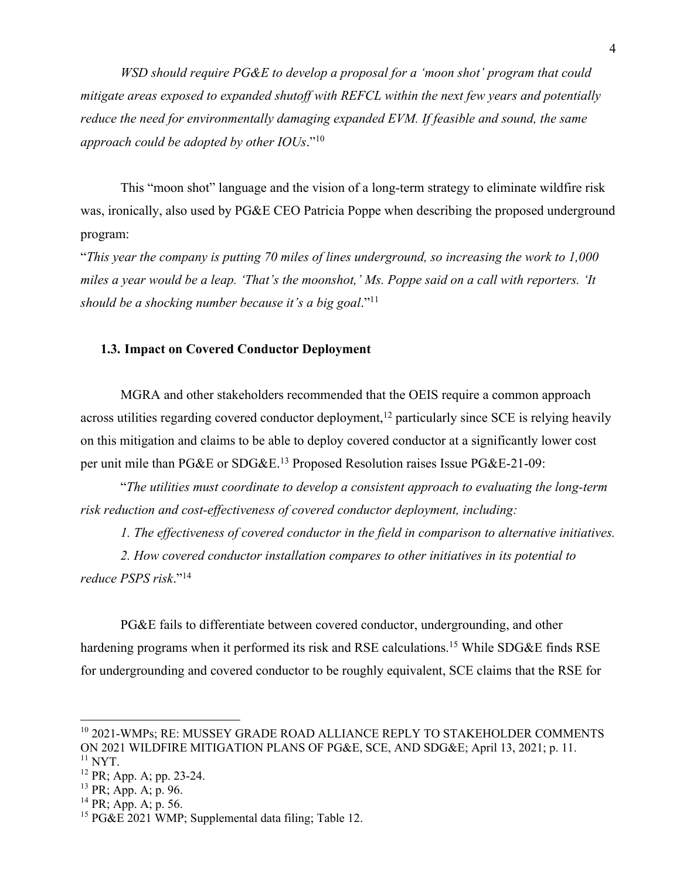*WSD should require PG&E to develop a proposal for a 'moon shot' program that could mitigate areas exposed to expanded shutoff with REFCL within the next few years and potentially reduce the need for environmentally damaging expanded EVM. If feasible and sound, the same approach could be adopted by other IOUs*."[10]

This "moon shot" language and the vision of a long-term strategy to eliminate wildfire risk was, ironically, also used by PG&E CEO Patricia Poppe when describing the proposed underground program:

"*This year the company is putting 70 miles of lines underground, so increasing the work to 1,000 miles a year would be a leap. 'That's the moonshot,' Ms. Poppe said on a call with reporters. 'It should be a shocking number because it's a big goal*."[11]

### 1.3. Impact on Covered Conductor Deployment

MGRA and other stakeholders recommended that the OEIS require a common approach across utilities regarding covered conductor deployment,[12] particularly since SCE is relying heavily on this mitigation and claims to be able to deploy covered conductor at a significantly lower cost per unit mile than PG&E or SDG&E.[13] Proposed Resolution raises Issue PG&E-21-09:

"*The utilities must coordinate to develop a consistent approach to evaluating the long-term risk reduction and cost-effectiveness of covered conductor deployment, including:*

*1. The effectiveness of covered conductor in the field in comparison to alternative initiatives.*

*2. How covered conductor installation compares to other initiatives in its potential to reduce PSPS risk*."[14]

PG&E fails to differentiate between covered conductor, undergrounding, and other hardening programs when it performed its risk and RSE calculations.[15] While SDG&E finds RSE for undergrounding and covered conductor to be roughly equivalent, SCE claims that the RSE for

---

[10] 2021-WMPs; RE: MUSSEY GRADE ROAD ALLIANCE REPLY TO STAKEHOLDER COMMENTS ON 2021 WILDFIRE MITIGATION PLANS OF PG&E, SCE, AND SDG&E; April 13, 2021; p. 11.

[11] NYT.

[12] PR; App. A; pp. 23-24.

[13] PR; App. A; p. 96.

[14] PR; App. A; p. 56.

[15] PG&E 2021 WMP; Supplemental data filing; Table 12.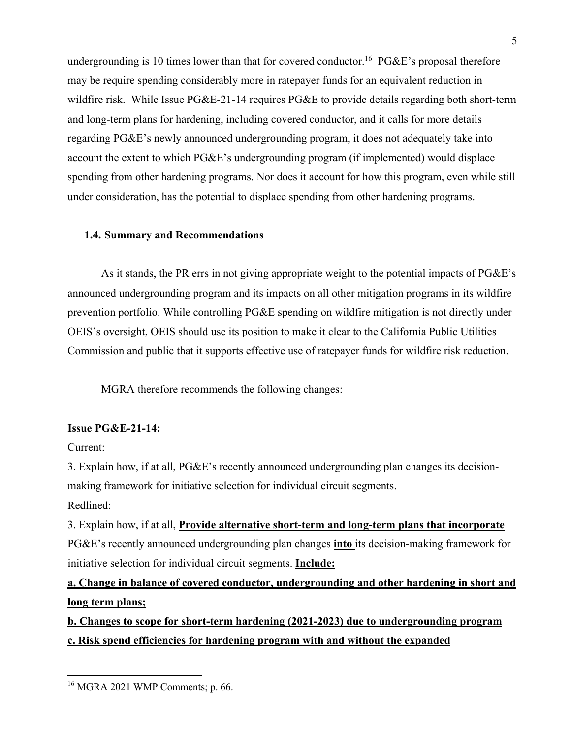undergrounding is 10 times lower than that for covered conductor.[16] PG&E's proposal therefore may be require spending considerably more in ratepayer funds for an equivalent reduction in wildfire risk. While Issue PG&E-21-14 requires PG&E to provide details regarding both short-term and long-term plans for hardening, including covered conductor, and it calls for more details regarding PG&E's newly announced undergrounding program, it does not adequately take into account the extent to which PG&E's undergrounding program (if implemented) would displace spending from other hardening programs. Nor does it account for how this program, even while still under consideration, has the potential to displace spending from other hardening programs.

### 1.4. Summary and Recommendations

As it stands, the PR errs in not giving appropriate weight to the potential impacts of PG&E's announced undergrounding program and its impacts on all other mitigation programs in its wildfire prevention portfolio. While controlling PG&E spending on wildfire mitigation is not directly under OEIS's oversight, OEIS should use its position to make it clear to the California Public Utilities Commission and public that it supports effective use of ratepayer funds for wildfire risk reduction.

MGRA therefore recommends the following changes:

**Issue PG&E-21-14:**

Current:

3. Explain how, if at all, PG&E's recently announced undergrounding plan changes its decision-making framework for initiative selection for individual circuit segments.

Redlined:

3. ~~Explain how, if at all,~~ **<u>Provide alternative short-term and long-term plans that incorporate</u>** PG&E's recently announced undergrounding plan ~~changes~~ **<u>into</u>** its decision-making framework for initiative selection for individual circuit segments. **<u>Include:</u>**

**<u>a. Change in balance of covered conductor, undergrounding and other hardening in short and long term plans;</u>**

**<u>b. Changes to scope for short-term hardening (2021-2023) due to undergrounding program</u>**

**<u>c. Risk spend efficiencies for hardening program with and without the expanded</u>**

[16] MGRA 2021 WMP Comments; p. 66.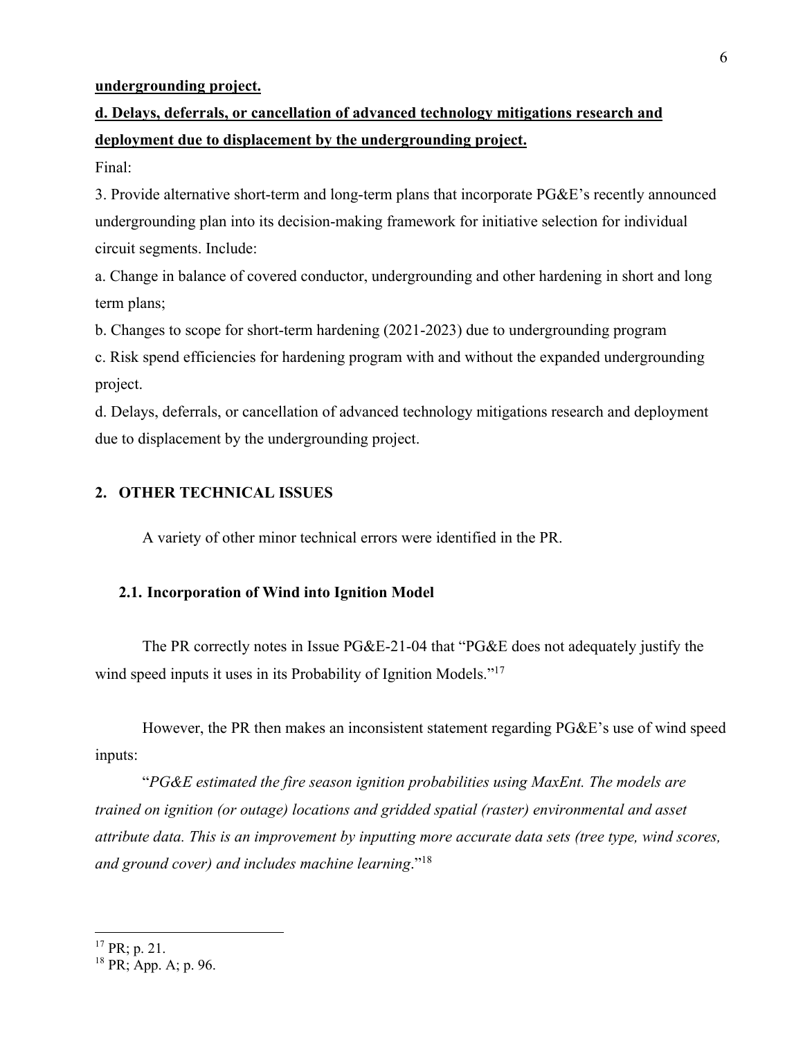**<u>undergrounding project.</u>**

**<u>d. Delays, deferrals, or cancellation of advanced technology mitigations research and deployment due to displacement by the undergrounding project.</u>**

Final:

3. Provide alternative short-term and long-term plans that incorporate PG&E's recently announced undergrounding plan into its decision-making framework for initiative selection for individual circuit segments. Include:

a. Change in balance of covered conductor, undergrounding and other hardening in short and long term plans;

b. Changes to scope for short-term hardening (2021-2023) due to undergrounding program

c. Risk spend efficiencies for hardening program with and without the expanded undergrounding project.

d. Delays, deferrals, or cancellation of advanced technology mitigations research and deployment due to displacement by the undergrounding project.

## 2. OTHER TECHNICAL ISSUES

A variety of other minor technical errors were identified in the PR.

### 2.1. Incorporation of Wind into Ignition Model

The PR correctly notes in Issue PG&E-21-04 that "PG&E does not adequately justify the wind speed inputs it uses in its Probability of Ignition Models."[17]

However, the PR then makes an inconsistent statement regarding PG&E's use of wind speed inputs:

"*PG&E estimated the fire season ignition probabilities using MaxEnt. The models are trained on ignition (or outage) locations and gridded spatial (raster) environmental and asset attribute data. This is an improvement by inputting more accurate data sets (tree type, wind scores, and ground cover) and includes machine learning*."[18]

---

[17] PR; p. 21.

[18] PR; App. A; p. 96.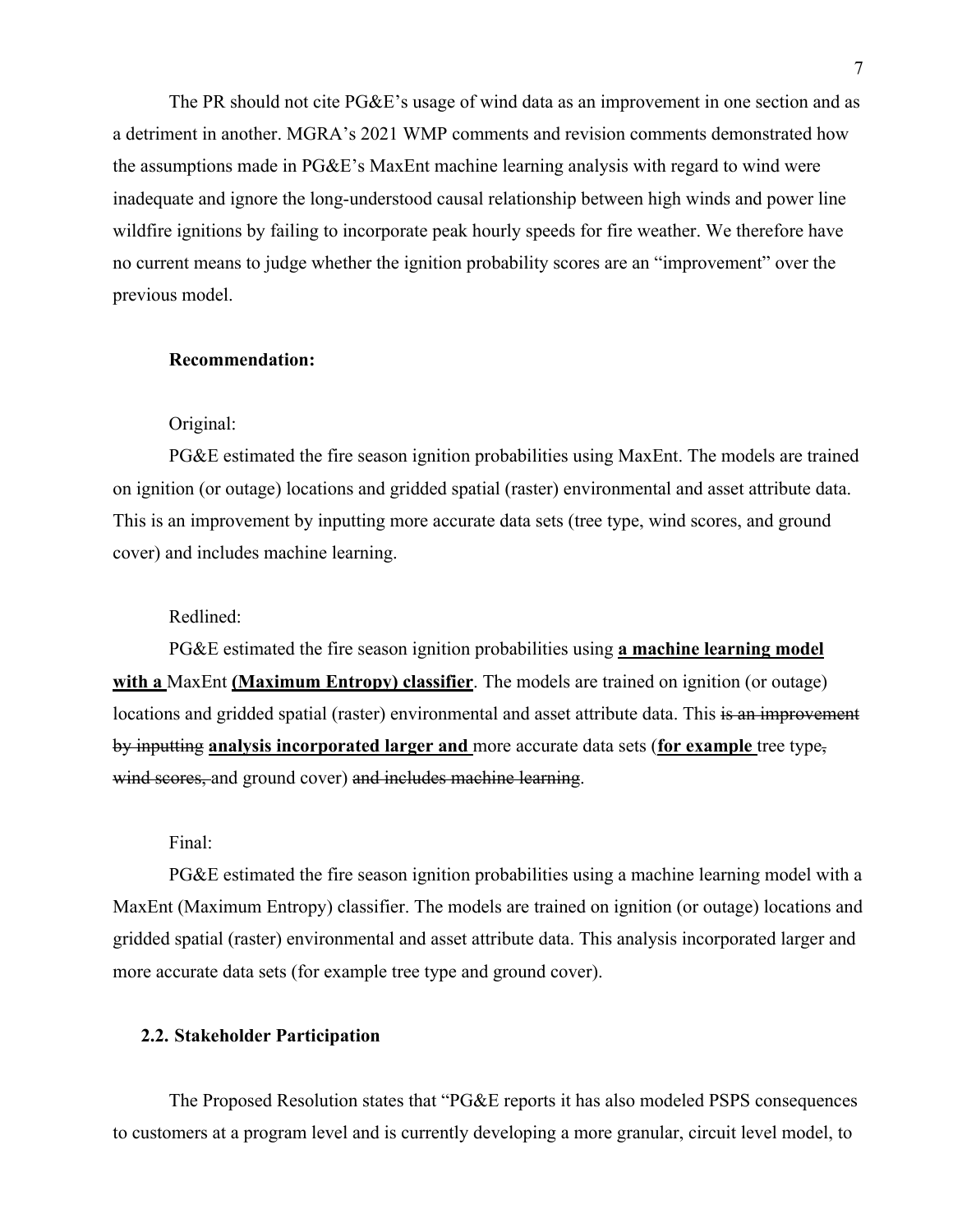The PR should not cite PG&E's usage of wind data as an improvement in one section and as a detriment in another. MGRA's 2021 WMP comments and revision comments demonstrated how the assumptions made in PG&E's MaxEnt machine learning analysis with regard to wind were inadequate and ignore the long-understood causal relationship between high winds and power line wildfire ignitions by failing to incorporate peak hourly speeds for fire weather. We therefore have no current means to judge whether the ignition probability scores are an "improvement" over the previous model.

**Recommendation:**

Original:

PG&E estimated the fire season ignition probabilities using MaxEnt. The models are trained on ignition (or outage) locations and gridded spatial (raster) environmental and asset attribute data. This is an improvement by inputting more accurate data sets (tree type, wind scores, and ground cover) and includes machine learning.

Redlined:

PG&E estimated the fire season ignition probabilities using **<u>a machine learning model with a</u>** MaxEnt **<u>(Maximum Entropy) classifier</u>**. The models are trained on ignition (or outage) locations and gridded spatial (raster) environmental and asset attribute data. This ~~is an improvement by inputting~~ **<u>analysis incorporated larger and</u>** more accurate data sets (**<u>for example</u>** tree type~~,~~ ~~wind scores,~~ and ground cover) ~~and includes machine learning~~.

Final:

PG&E estimated the fire season ignition probabilities using a machine learning model with a MaxEnt (Maximum Entropy) classifier. The models are trained on ignition (or outage) locations and gridded spatial (raster) environmental and asset attribute data. This analysis incorporated larger and more accurate data sets (for example tree type and ground cover).

## 2.2. Stakeholder Participation

The Proposed Resolution states that "PG&E reports it has also modeled PSPS consequences to customers at a program level and is currently developing a more granular, circuit level model, to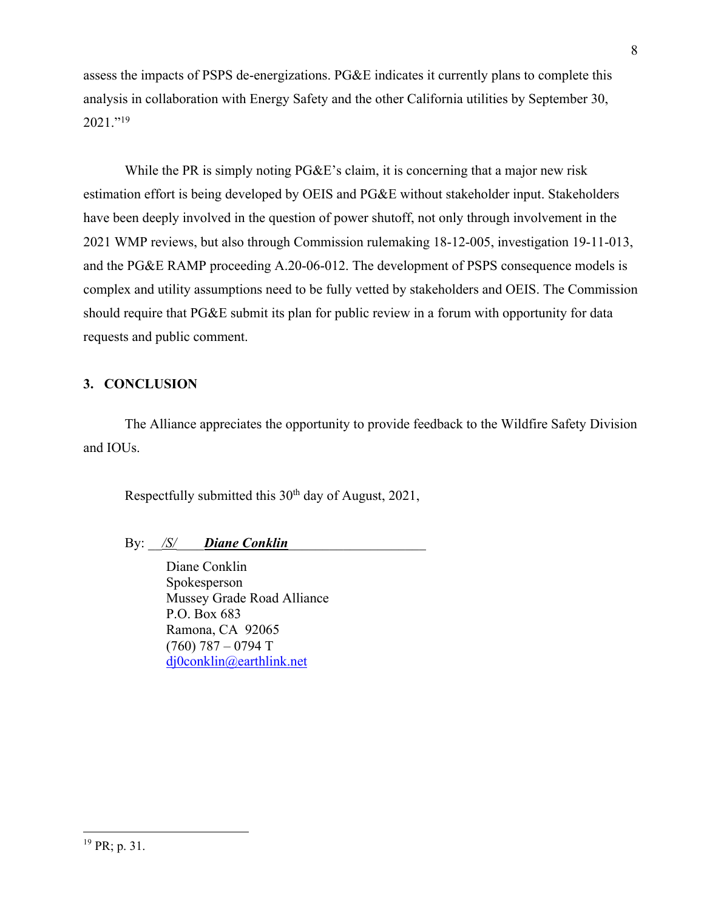assess the impacts of PSPS de-energizations. PG&E indicates it currently plans to complete this analysis in collaboration with Energy Safety and the other California utilities by September 30, 2021."[19]

While the PR is simply noting PG&E's claim, it is concerning that a major new risk estimation effort is being developed by OEIS and PG&E without stakeholder input. Stakeholders have been deeply involved in the question of power shutoff, not only through involvement in the 2021 WMP reviews, but also through Commission rulemaking 18-12-005, investigation 19-11-013, and the PG&E RAMP proceeding A.20-06-012. The development of PSPS consequence models is complex and utility assumptions need to be fully vetted by stakeholders and OEIS. The Commission should require that PG&E submit its plan for public review in a forum with opportunity for data requests and public comment.

## 3. CONCLUSION

The Alliance appreciates the opportunity to provide feedback to the Wildfire Safety Division and IOUs.

Respectfully submitted this 30th day of August, 2021,

By: /S/ ***Diane Conklin***

Diane Conklin
Spokesperson
Mussey Grade Road Alliance
P.O. Box 683
Ramona, CA 92065
(760) 787 – 0794 T
dj0conklin@earthlink.net

---

[19] PR; p. 31.